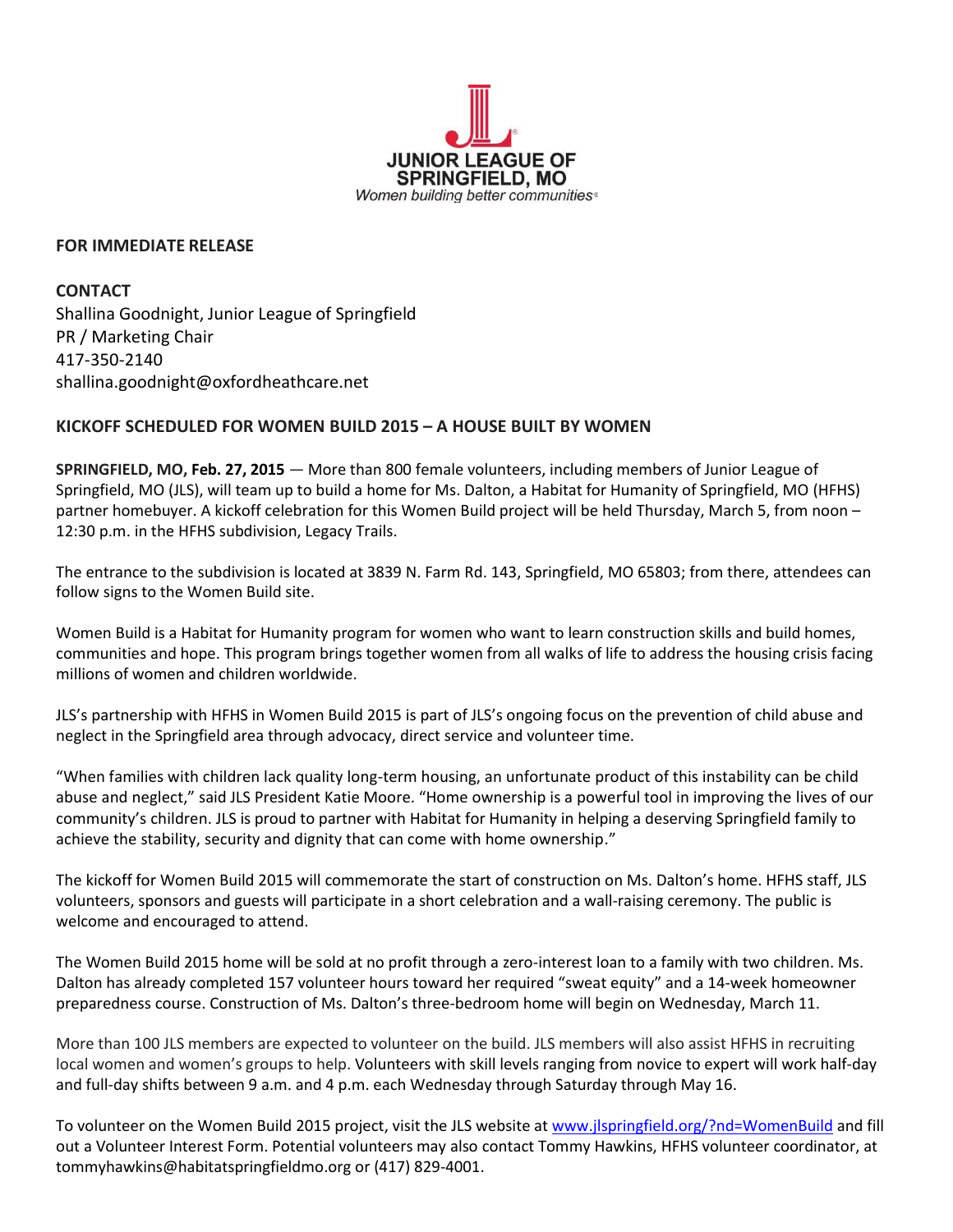**JUNIOR LEAGUE OF SPRINGFIELD, MO**
*Women building better communities®*

**FOR IMMEDIATE RELEASE**

**CONTACT**
Shallina Goodnight, Junior League of Springfield
PR / Marketing Chair
417-350-2140
shallina.goodnight@oxfordheathcare.net

**KICKOFF SCHEDULED FOR WOMEN BUILD 2015 – A HOUSE BUILT BY WOMEN**

**SPRINGFIELD, MO, Feb. 27, 2015** — More than 800 female volunteers, including members of Junior League of Springfield, MO (JLS), will team up to build a home for Ms. Dalton, a Habitat for Humanity of Springfield, MO (HFHS) partner homebuyer. A kickoff celebration for this Women Build project will be held Thursday, March 5, from noon – 12:30 p.m. in the HFHS subdivision, Legacy Trails.

The entrance to the subdivision is located at 3839 N. Farm Rd. 143, Springfield, MO 65803; from there, attendees can follow signs to the Women Build site.

Women Build is a Habitat for Humanity program for women who want to learn construction skills and build homes, communities and hope. This program brings together women from all walks of life to address the housing crisis facing millions of women and children worldwide.

JLS's partnership with HFHS in Women Build 2015 is part of JLS's ongoing focus on the prevention of child abuse and neglect in the Springfield area through advocacy, direct service and volunteer time.

"When families with children lack quality long-term housing, an unfortunate product of this instability can be child abuse and neglect," said JLS President Katie Moore. "Home ownership is a powerful tool in improving the lives of our community's children. JLS is proud to partner with Habitat for Humanity in helping a deserving Springfield family to achieve the stability, security and dignity that can come with home ownership."

The kickoff for Women Build 2015 will commemorate the start of construction on Ms. Dalton's home. HFHS staff, JLS volunteers, sponsors and guests will participate in a short celebration and a wall-raising ceremony. The public is welcome and encouraged to attend.

The Women Build 2015 home will be sold at no profit through a zero-interest loan to a family with two children. Ms. Dalton has already completed 157 volunteer hours toward her required "sweat equity" and a 14-week homeowner preparedness course. Construction of Ms. Dalton's three-bedroom home will begin on Wednesday, March 11.

More than 100 JLS members are expected to volunteer on the build. JLS members will also assist HFHS in recruiting local women and women's groups to help. Volunteers with skill levels ranging from novice to expert will work half-day and full-day shifts between 9 a.m. and 4 p.m. each Wednesday through Saturday through May 16.

To volunteer on the Women Build 2015 project, visit the JLS website at www.jlspringfield.org/?nd=WomenBuild and fill out a Volunteer Interest Form. Potential volunteers may also contact Tommy Hawkins, HFHS volunteer coordinator, at tommyhawkins@habitatspringfieldmo.org or (417) 829-4001.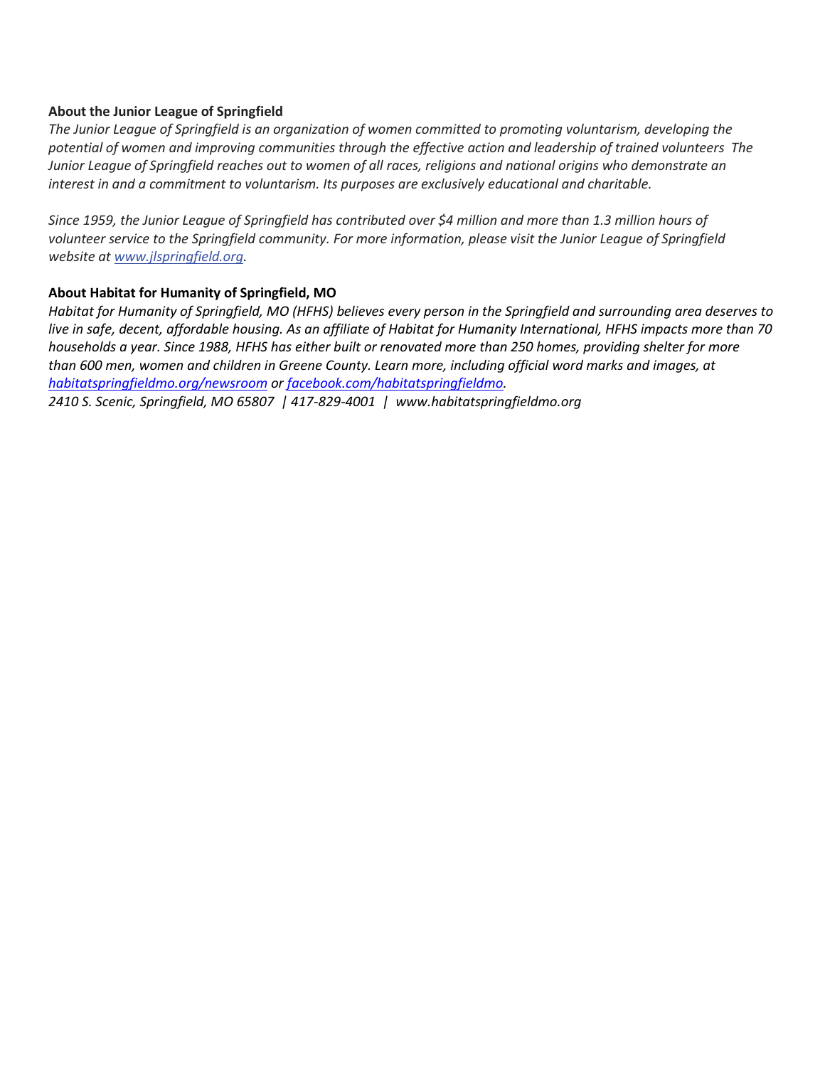**About the Junior League of Springfield**

*The Junior League of Springfield is an organization of women committed to promoting voluntarism, developing the potential of women and improving communities through the effective action and leadership of trained volunteers  The Junior League of Springfield reaches out to women of all races, religions and national origins who demonstrate an interest in and a commitment to voluntarism. Its purposes are exclusively educational and charitable.*

*Since 1959, the Junior League of Springfield has contributed over $4 million and more than 1.3 million hours of volunteer service to the Springfield community. For more information, please visit the Junior League of Springfield website at [www.jlspringfield.org](http://www.jlspringfield.org).*

**About Habitat for Humanity of Springfield, MO**

*Habitat for Humanity of Springfield, MO (HFHS) believes every person in the Springfield and surrounding area deserves to live in safe, decent, affordable housing. As an affiliate of Habitat for Humanity International, HFHS impacts more than 70 households a year. Since 1988, HFHS has either built or renovated more than 250 homes, providing shelter for more than 600 men, women and children in Greene County. Learn more, including official word marks and images, at [habitatspringfieldmo.org/newsroom](http://habitatspringfieldmo.org/newsroom) or [facebook.com/habitatspringfieldmo](http://facebook.com/habitatspringfieldmo).*

*2410 S. Scenic, Springfield, MO 65807  | 417-829-4001  |  www.habitatspringfieldmo.org*